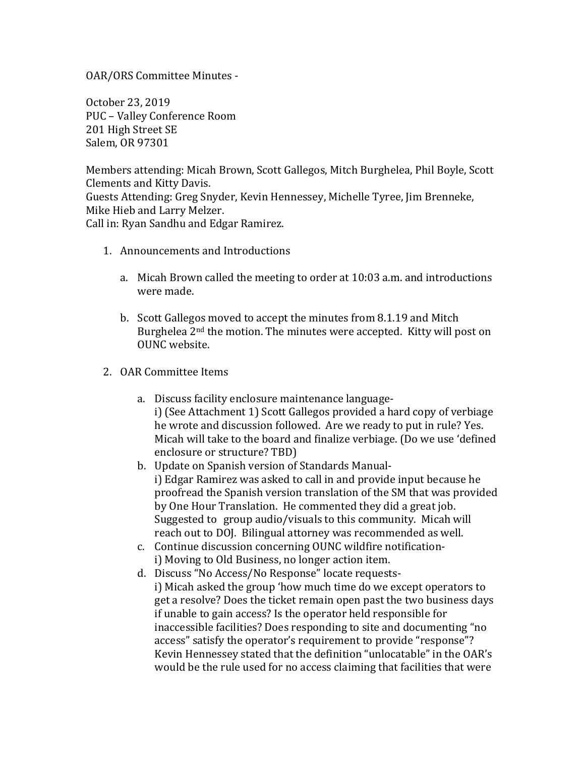OAR/ORS Committee Minutes -

October 23, 2019
PUC – Valley Conference Room
201 High Street SE
Salem, OR 97301

Members attending: Micah Brown, Scott Gallegos, Mitch Burghelea, Phil Boyle, Scott Clements and Kitty Davis.
Guests Attending: Greg Snyder, Kevin Hennessey, Michelle Tyree, Jim Brenneke, Mike Hieb and Larry Melzer.
Call in: Ryan Sandhu and Edgar Ramirez.

1. Announcements and Introductions

   a. Micah Brown called the meeting to order at 10:03 a.m. and introductions were made.

   b. Scott Gallegos moved to accept the minutes from 8.1.19 and Mitch Burghelea 2nd the motion. The minutes were accepted. Kitty will post on OUNC website.

2. OAR Committee Items

   a. Discuss facility enclosure maintenance language-
      i) (See Attachment 1) Scott Gallegos provided a hard copy of verbiage he wrote and discussion followed. Are we ready to put in rule? Yes. Micah will take to the board and finalize verbiage. (Do we use 'defined enclosure or structure? TBD)
   b. Update on Spanish version of Standards Manual-
      i) Edgar Ramirez was asked to call in and provide input because he proofread the Spanish version translation of the SM that was provided by One Hour Translation. He commented they did a great job. Suggested to group audio/visuals to this community. Micah will reach out to DOJ. Bilingual attorney was recommended as well.
   c. Continue discussion concerning OUNC wildfire notification-
      i) Moving to Old Business, no longer action item.
   d. Discuss "No Access/No Response" locate requests-
      i) Micah asked the group 'how much time do we except operators to get a resolve? Does the ticket remain open past the two business days if unable to gain access? Is the operator held responsible for inaccessible facilities? Does responding to site and documenting "no access" satisfy the operator's requirement to provide "response"? Kevin Hennessey stated that the definition "unlocatable" in the OAR's would be the rule used for no access claiming that facilities that were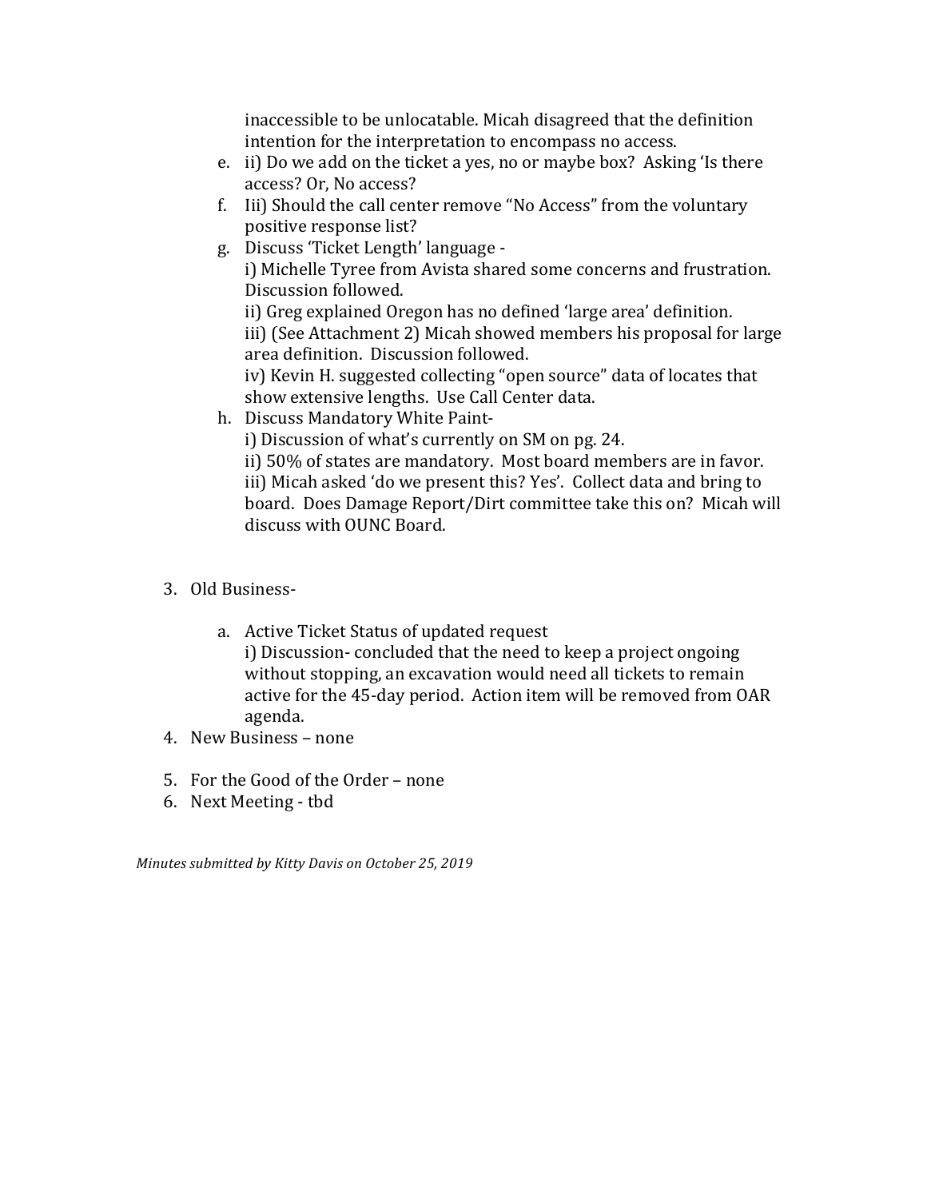inaccessible to be unlocatable. Micah disagreed that the definition intention for the interpretation to encompass no access.

e. ii) Do we add on the ticket a yes, no or maybe box? Asking 'Is there access? Or, No access?
f. Iii) Should the call center remove "No Access" from the voluntary positive response list?
g. Discuss 'Ticket Length' language -
   i) Michelle Tyree from Avista shared some concerns and frustration. Discussion followed.
   ii) Greg explained Oregon has no defined 'large area' definition.
   iii) (See Attachment 2) Micah showed members his proposal for large area definition. Discussion followed.
   iv) Kevin H. suggested collecting "open source" data of locates that show extensive lengths. Use Call Center data.
h. Discuss Mandatory White Paint-
   i) Discussion of what's currently on SM on pg. 24.
   ii) 50% of states are mandatory. Most board members are in favor.
   iii) Micah asked 'do we present this? Yes'. Collect data and bring to board. Does Damage Report/Dirt committee take this on? Micah will discuss with OUNC Board.

3. Old Business-

   a. Active Ticket Status of updated request
      i) Discussion- concluded that the need to keep a project ongoing without stopping, an excavation would need all tickets to remain active for the 45-day period. Action item will be removed from OAR agenda.

4. New Business – none

5. For the Good of the Order – none
6. Next Meeting - tbd

*Minutes submitted by Kitty Davis on October 25, 2019*